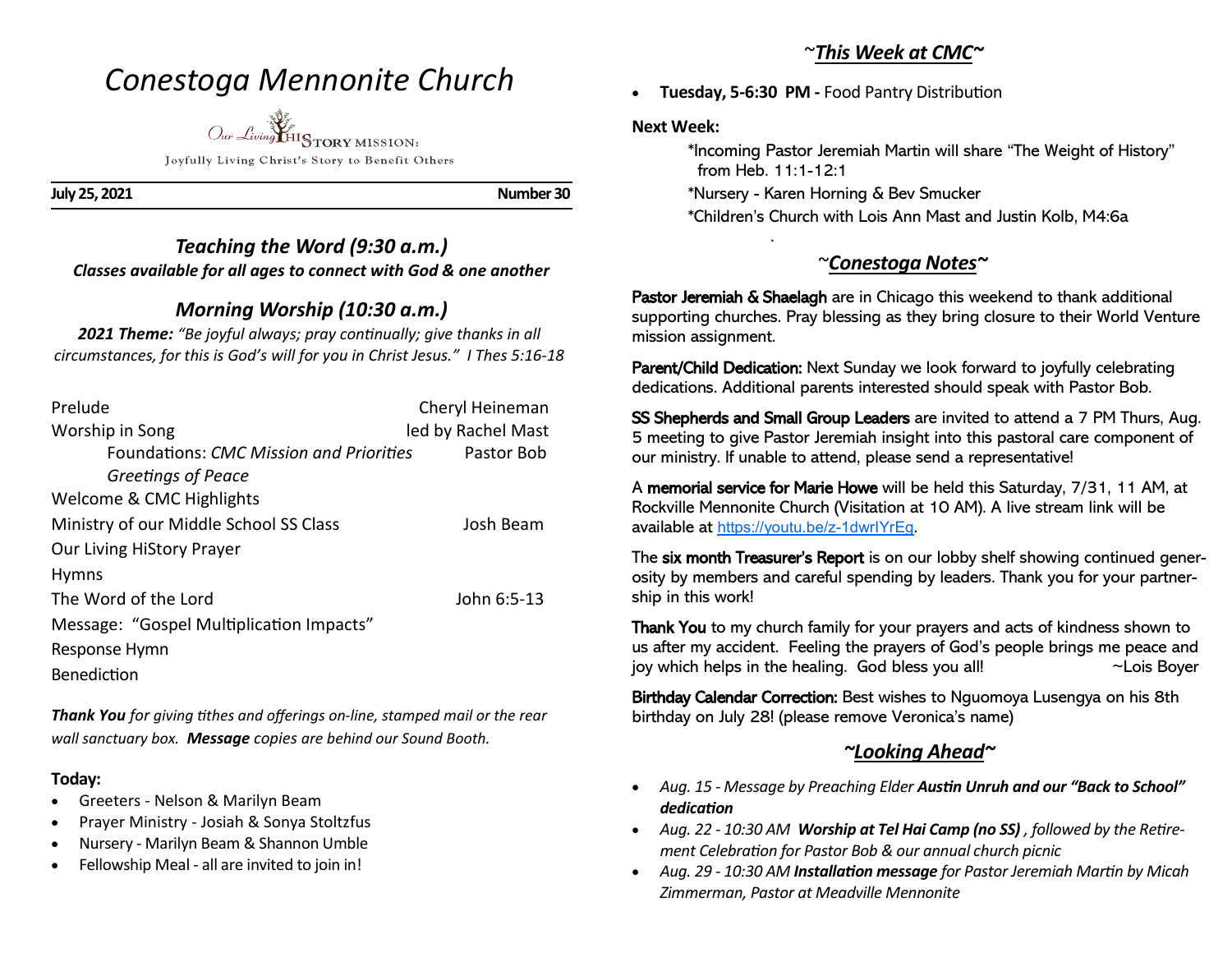# Conestoga Mennonite Church

Our Living HISTORY MISSION:
Joyfully Living Christ's Story to Benefit Others

**July 25, 2021** — **Number 30**

## *Teaching the Word (9:30 a.m.)*

***Classes available for all ages to connect with God & one another***

## *Morning Worship (10:30 a.m.)*

***2021 Theme:*** *"Be joyful always; pray continually; give thanks in all circumstances, for this is God's will for you in Christ Jesus." I Thes 5:16-18*

| | |
|---|---|
| Prelude | Cheryl Heineman |
| Worship in Song | led by Rachel Mast |
| Foundations: *CMC Mission and Priorities* | Pastor Bob |
| *Greetings of Peace* | |
| Welcome & CMC Highlights | |
| Ministry of our Middle School SS Class | Josh Beam |
| Our Living HiStory Prayer | |
| Hymns | |
| The Word of the Lord | John 6:5-13 |
| Message: "Gospel Multiplication Impacts" | |
| Response Hymn | |
| Benediction | |

***Thank You*** *for giving tithes and offerings on-line, stamped mail or the rear wall sanctuary box.* ***Message*** *copies are behind our Sound Booth.*

**Today:**

- Greeters - Nelson & Marilyn Beam
- Prayer Ministry - Josiah & Sonya Stoltzfus
- Nursery - Marilyn Beam & Shannon Umble
- Fellowship Meal - all are invited to join in!

## ~*This Week at CMC*~

- **Tuesday, 5-6:30 PM -** Food Pantry Distribution

**Next Week:**

*Incoming Pastor Jeremiah Martin will share "The Weight of History" from Heb. 11:1-12:1

*Nursery - Karen Horning & Bev Smucker

*Children's Church with Lois Ann Mast and Justin Kolb, M4:6a

## ~*Conestoga Notes*~

**Pastor Jeremiah & Shaelagh** are in Chicago this weekend to thank additional supporting churches. Pray blessing as they bring closure to their World Venture mission assignment.

**Parent/Child Dedication:** Next Sunday we look forward to joyfully celebrating dedications. Additional parents interested should speak with Pastor Bob.

**SS Shepherds and Small Group Leaders** are invited to attend a 7 PM Thurs, Aug. 5 meeting to give Pastor Jeremiah insight into this pastoral care component of our ministry. If unable to attend, please send a representative!

A **memorial service for Marie Howe** will be held this Saturday, 7/31, 11 AM, at Rockville Mennonite Church (Visitation at 10 AM). A live stream link will be available at https://youtu.be/z-1dwrIYrEg.

The **six month Treasurer's Report** is on our lobby shelf showing continued generosity by members and careful spending by leaders. Thank you for your partnership in this work!

**Thank You** to my church family for your prayers and acts of kindness shown to us after my accident. Feeling the prayers of God's people brings me peace and joy which helps in the healing. God bless you all! ~Lois Boyer

**Birthday Calendar Correction:** Best wishes to Nguomoya Lusengya on his 8th birthday on July 28! (please remove Veronica's name)

## ~*Looking Ahead*~

- *Aug. 15 - Message by Preaching Elder* ***Austin Unruh and our "Back to School" dedication***
- *Aug. 22 - 10:30 AM* ***Worship at Tel Hai Camp (no SS)*** *, followed by the Retirement Celebration for Pastor Bob & our annual church picnic*
- *Aug. 29 - 10:30 AM* ***Installation message*** *for Pastor Jeremiah Martin by Micah Zimmerman, Pastor at Meadville Mennonite*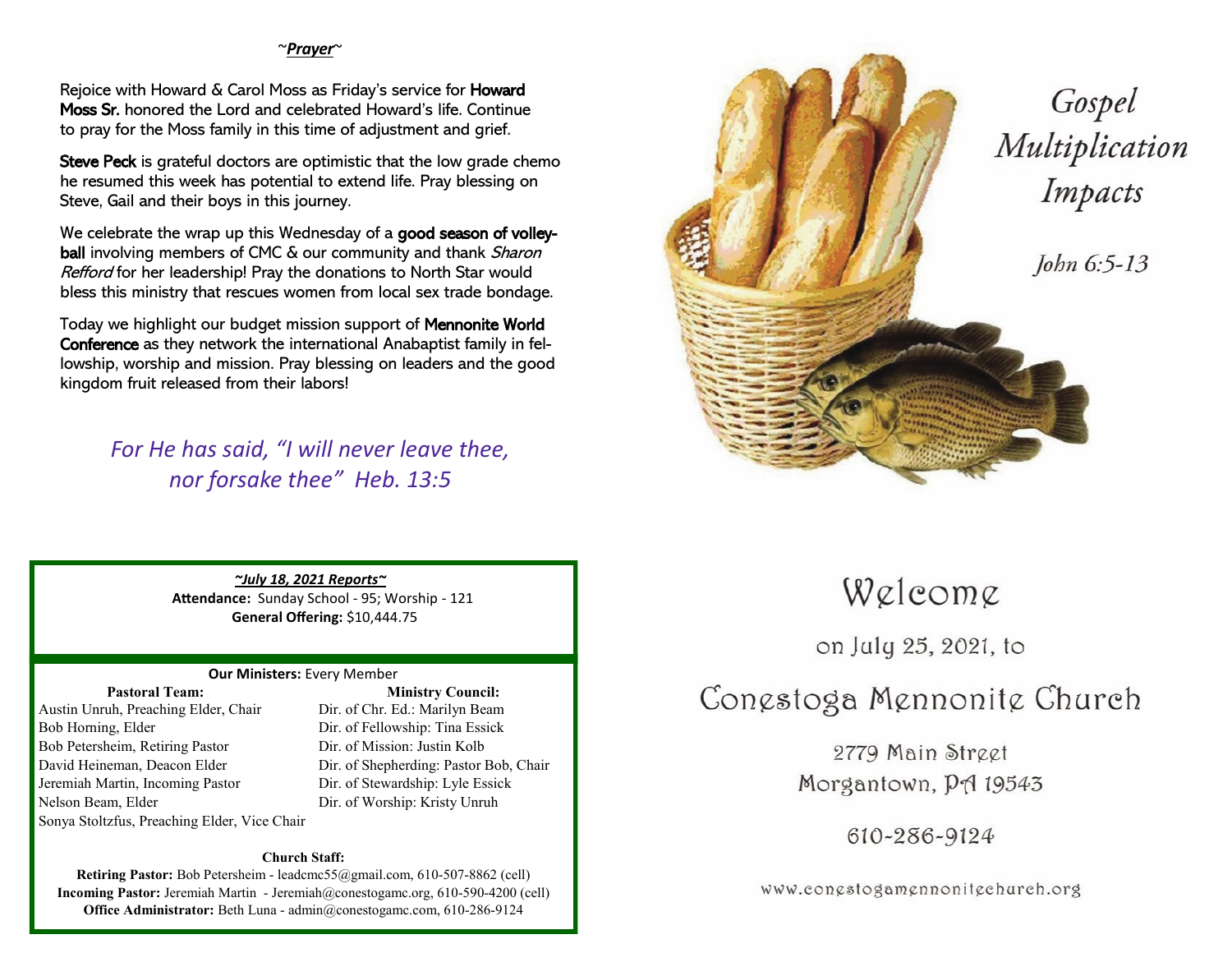*~Prayer~*

Rejoice with Howard & Carol Moss as Friday's service for **Howard Moss Sr.** honored the Lord and celebrated Howard's life. Continue to pray for the Moss family in this time of adjustment and grief.

**Steve Peck** is grateful doctors are optimistic that the low grade chemo he resumed this week has potential to extend life. Pray blessing on Steve, Gail and their boys in this journey.

We celebrate the wrap up this Wednesday of a **good season of volleyball** involving members of CMC & our community and thank *Sharon Refford* for her leadership! Pray the donations to North Star would bless this ministry that rescues women from local sex trade bondage.

Today we highlight our budget mission support of **Mennonite World Conference** as they network the international Anabaptist family in fellowship, worship and mission. Pray blessing on leaders and the good kingdom fruit released from their labors!

*For He has said, "I will never leave thee, nor forsake thee" Heb. 13:5*

***~July 18, 2021 Reports~***

**Attendance:** Sunday School - 95; Worship - 121
**General Offering:** $10,444.75

**Our Ministers:** Every Member

**Pastoral Team:**
Austin Unruh, Preaching Elder, Chair
Bob Horning, Elder
Bob Petersheim, Retiring Pastor
David Heineman, Deacon Elder
Jeremiah Martin, Incoming Pastor
Nelson Beam, Elder
Sonya Stoltzfus, Preaching Elder, Vice Chair

**Ministry Council:**
Dir. of Chr. Ed.: Marilyn Beam
Dir. of Fellowship: Tina Essick
Dir. of Mission: Justin Kolb
Dir. of Shepherding: Pastor Bob, Chair
Dir. of Stewardship: Lyle Essick
Dir. of Worship: Kristy Unruh

**Church Staff:**
**Retiring Pastor:** Bob Petersheim - leadcmc55@gmail.com, 610-507-8862 (cell)
**Incoming Pastor:** Jeremiah Martin - Jeremiah@conestogamc.org, 610-590-4200 (cell)
**Office Administrator:** Beth Luna - admin@conestogamc.com, 610-286-9124

*Gospel Multiplication Impacts*

*John 6:5-13*

# Welcome

on July 25, 2021, to

## Conestoga Mennonite Church

2779 Main Street
Morgantown, PA 19543

610-286-9124

www.conestogamennonitechurch.org